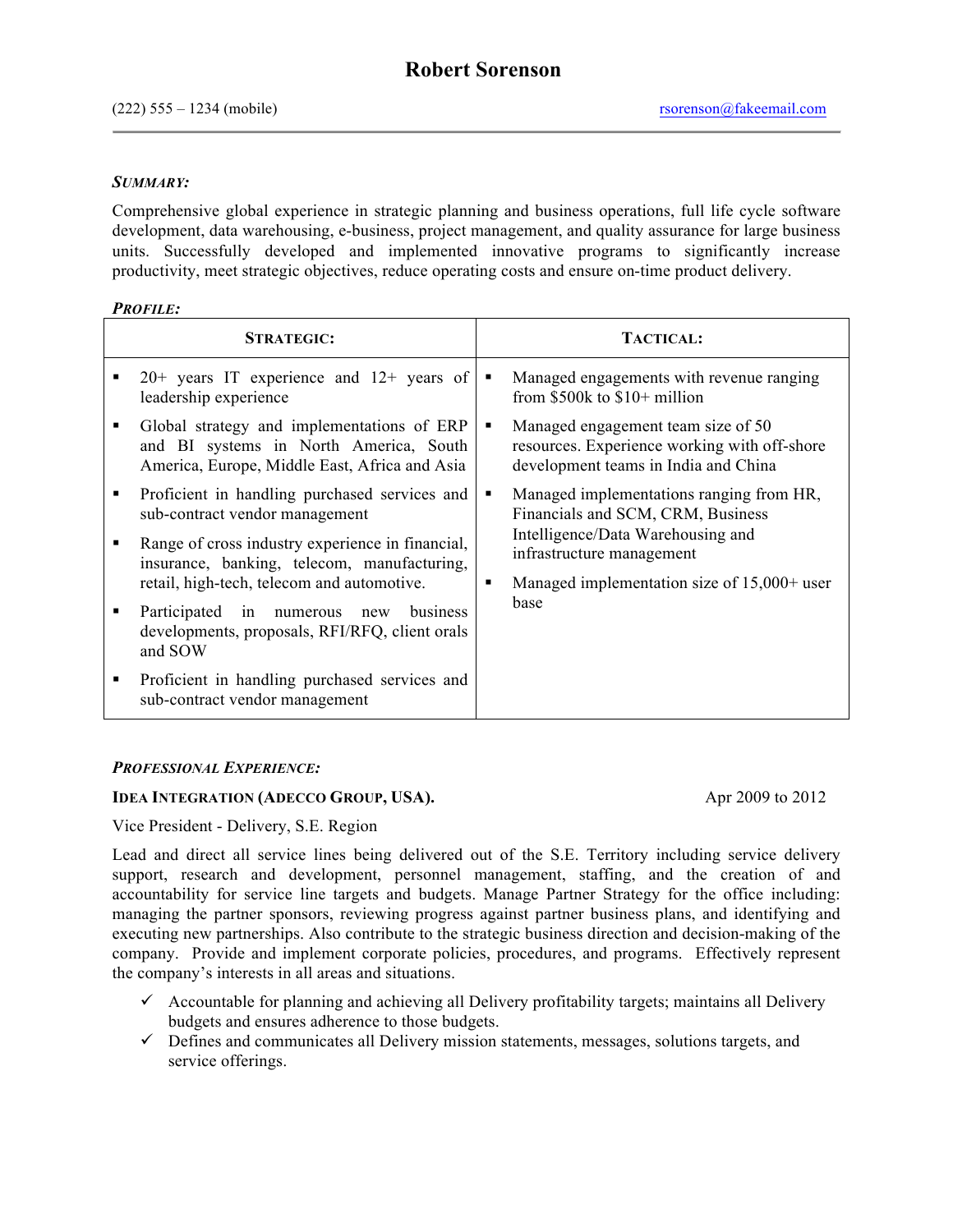# Robert Sorenson

(222) 555 – 1234 (mobile) rsorenson@fakeemail.com

***SUMMARY:***

Comprehensive global experience in strategic planning and business operations, full life cycle software development, data warehousing, e-business, project management, and quality assurance for large business units. Successfully developed and implemented innovative programs to significantly increase productivity, meet strategic objectives, reduce operating costs and ensure on-time product delivery.

***PROFILE:***

| STRATEGIC: | TACTICAL: |
|---|---|
| ▪ 20+ years IT experience and 12+ years of leadership experience<br>▪ Global strategy and implementations of ERP and BI systems in North America, South America, Europe, Middle East, Africa and Asia<br>▪ Proficient in handling purchased services and sub-contract vendor management<br>▪ Range of cross industry experience in financial, insurance, banking, telecom, manufacturing, retail, high-tech, telecom and automotive.<br>▪ Participated in numerous new business developments, proposals, RFI/RFQ, client orals and SOW<br>▪ Proficient in handling purchased services and sub-contract vendor management | ▪ Managed engagements with revenue ranging from $500k to $10+ million<br>▪ Managed engagement team size of 50 resources. Experience working with off-shore development teams in India and China<br>▪ Managed implementations ranging from HR, Financials and SCM, CRM, Business Intelligence/Data Warehousing and infrastructure management<br>▪ Managed implementation size of 15,000+ user base |

***PROFESSIONAL EXPERIENCE:***

**IDEA INTEGRATION (ADECCO GROUP, USA).** Apr 2009 to 2012

Vice President - Delivery, S.E. Region

Lead and direct all service lines being delivered out of the S.E. Territory including service delivery support, research and development, personnel management, staffing, and the creation of and accountability for service line targets and budgets. Manage Partner Strategy for the office including: managing the partner sponsors, reviewing progress against partner business plans, and identifying and executing new partnerships. Also contribute to the strategic business direction and decision-making of the company. Provide and implement corporate policies, procedures, and programs. Effectively represent the company's interests in all areas and situations.

- ✓ Accountable for planning and achieving all Delivery profitability targets; maintains all Delivery budgets and ensures adherence to those budgets.
- ✓ Defines and communicates all Delivery mission statements, messages, solutions targets, and service offerings.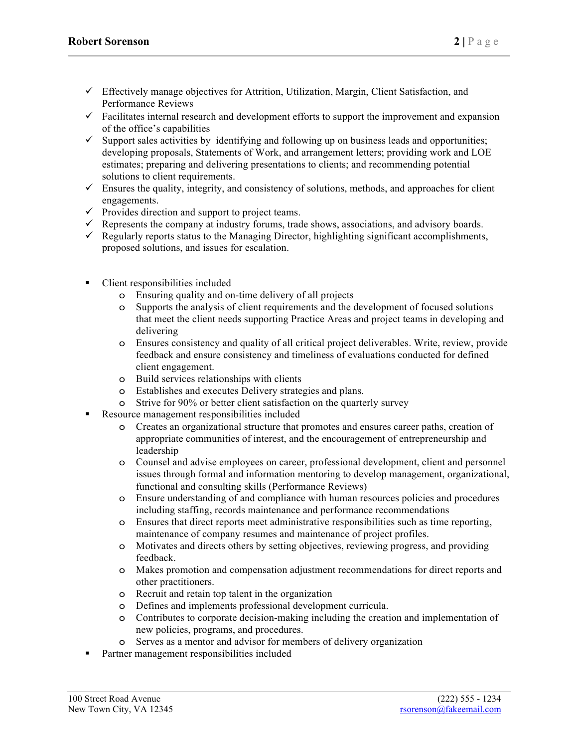- ✓ Effectively manage objectives for Attrition, Utilization, Margin, Client Satisfaction, and Performance Reviews
- ✓ Facilitates internal research and development efforts to support the improvement and expansion of the office's capabilities
- ✓ Support sales activities by identifying and following up on business leads and opportunities; developing proposals, Statements of Work, and arrangement letters; providing work and LOE estimates; preparing and delivering presentations to clients; and recommending potential solutions to client requirements.
- ✓ Ensures the quality, integrity, and consistency of solutions, methods, and approaches for client engagements.
- ✓ Provides direction and support to project teams.
- ✓ Represents the company at industry forums, trade shows, associations, and advisory boards.
- ✓ Regularly reports status to the Managing Director, highlighting significant accomplishments, proposed solutions, and issues for escalation.

- Client responsibilities included
  - Ensuring quality and on-time delivery of all projects
  - Supports the analysis of client requirements and the development of focused solutions that meet the client needs supporting Practice Areas and project teams in developing and delivering
  - Ensures consistency and quality of all critical project deliverables. Write, review, provide feedback and ensure consistency and timeliness of evaluations conducted for defined client engagement.
  - Build services relationships with clients
  - Establishes and executes Delivery strategies and plans.
  - Strive for 90% or better client satisfaction on the quarterly survey
- Resource management responsibilities included
  - Creates an organizational structure that promotes and ensures career paths, creation of appropriate communities of interest, and the encouragement of entrepreneurship and leadership
  - Counsel and advise employees on career, professional development, client and personnel issues through formal and information mentoring to develop management, organizational, functional and consulting skills (Performance Reviews)
  - Ensure understanding of and compliance with human resources policies and procedures including staffing, records maintenance and performance recommendations
  - Ensures that direct reports meet administrative responsibilities such as time reporting, maintenance of company resumes and maintenance of project profiles.
  - Motivates and directs others by setting objectives, reviewing progress, and providing feedback.
  - Makes promotion and compensation adjustment recommendations for direct reports and other practitioners.
  - Recruit and retain top talent in the organization
  - Defines and implements professional development curricula.
  - Contributes to corporate decision-making including the creation and implementation of new policies, programs, and procedures.
  - Serves as a mentor and advisor for members of delivery organization
- Partner management responsibilities included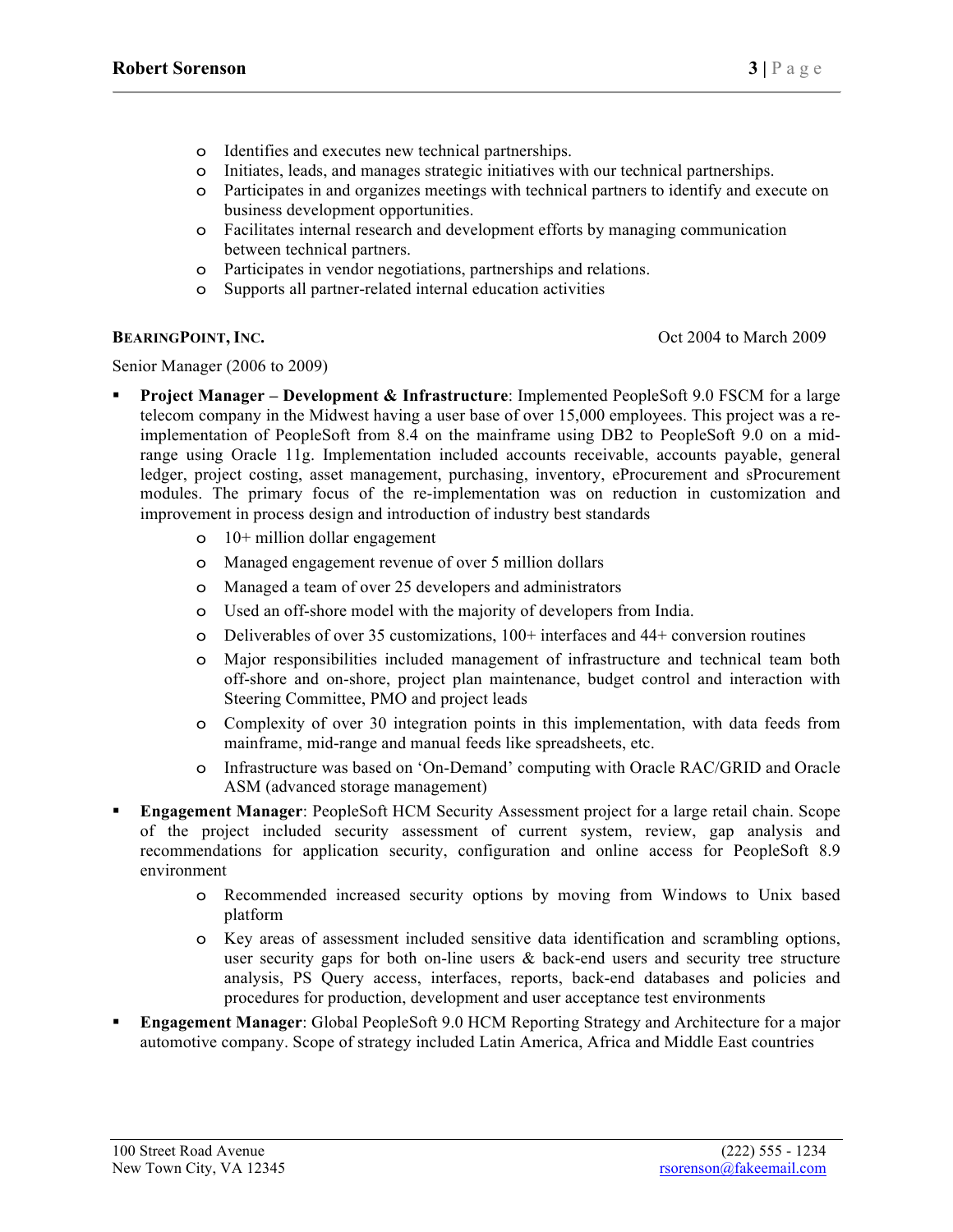- Identifies and executes new technical partnerships.
- Initiates, leads, and manages strategic initiatives with our technical partnerships.
- Participates in and organizes meetings with technical partners to identify and execute on business development opportunities.
- Facilitates internal research and development efforts by managing communication between technical partners.
- Participates in vendor negotiations, partnerships and relations.
- Supports all partner-related internal education activities

**BEARINGPOINT, INC.** Oct 2004 to March 2009

Senior Manager (2006 to 2009)

- **Project Manager – Development & Infrastructure**: Implemented PeopleSoft 9.0 FSCM for a large telecom company in the Midwest having a user base of over 15,000 employees. This project was a re-implementation of PeopleSoft from 8.4 on the mainframe using DB2 to PeopleSoft 9.0 on a mid-range using Oracle 11g. Implementation included accounts receivable, accounts payable, general ledger, project costing, asset management, purchasing, inventory, eProcurement and sProcurement modules. The primary focus of the re-implementation was on reduction in customization and improvement in process design and introduction of industry best standards
  - 10+ million dollar engagement
  - Managed engagement revenue of over 5 million dollars
  - Managed a team of over 25 developers and administrators
  - Used an off-shore model with the majority of developers from India.
  - Deliverables of over 35 customizations, 100+ interfaces and 44+ conversion routines
  - Major responsibilities included management of infrastructure and technical team both off-shore and on-shore, project plan maintenance, budget control and interaction with Steering Committee, PMO and project leads
  - Complexity of over 30 integration points in this implementation, with data feeds from mainframe, mid-range and manual feeds like spreadsheets, etc.
  - Infrastructure was based on 'On-Demand' computing with Oracle RAC/GRID and Oracle ASM (advanced storage management)
- **Engagement Manager**: PeopleSoft HCM Security Assessment project for a large retail chain. Scope of the project included security assessment of current system, review, gap analysis and recommendations for application security, configuration and online access for PeopleSoft 8.9 environment
  - Recommended increased security options by moving from Windows to Unix based platform
  - Key areas of assessment included sensitive data identification and scrambling options, user security gaps for both on-line users & back-end users and security tree structure analysis, PS Query access, interfaces, reports, back-end databases and policies and procedures for production, development and user acceptance test environments
- **Engagement Manager**: Global PeopleSoft 9.0 HCM Reporting Strategy and Architecture for a major automotive company. Scope of strategy included Latin America, Africa and Middle East countries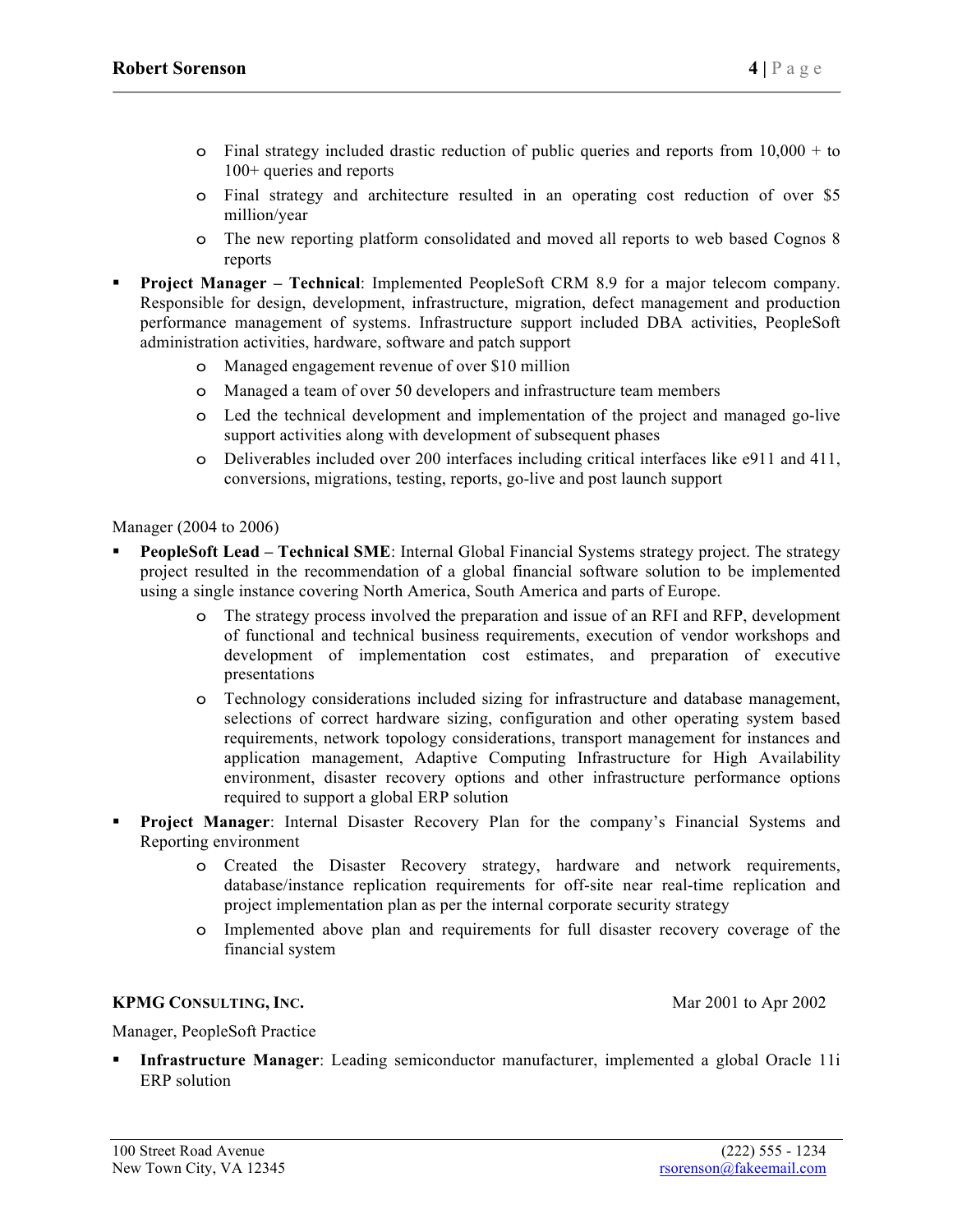- Final strategy included drastic reduction of public queries and reports from 10,000 + to 100+ queries and reports
  - Final strategy and architecture resulted in an operating cost reduction of over $5 million/year
  - The new reporting platform consolidated and moved all reports to web based Cognos 8 reports
- **Project Manager – Technical**: Implemented PeopleSoft CRM 8.9 for a major telecom company. Responsible for design, development, infrastructure, migration, defect management and production performance management of systems. Infrastructure support included DBA activities, PeopleSoft administration activities, hardware, software and patch support
  - Managed engagement revenue of over $10 million
  - Managed a team of over 50 developers and infrastructure team members
  - Led the technical development and implementation of the project and managed go-live support activities along with development of subsequent phases
  - Deliverables included over 200 interfaces including critical interfaces like e911 and 411, conversions, migrations, testing, reports, go-live and post launch support

Manager (2004 to 2006)

- **PeopleSoft Lead – Technical SME**: Internal Global Financial Systems strategy project. The strategy project resulted in the recommendation of a global financial software solution to be implemented using a single instance covering North America, South America and parts of Europe.
  - The strategy process involved the preparation and issue of an RFI and RFP, development of functional and technical business requirements, execution of vendor workshops and development of implementation cost estimates, and preparation of executive presentations
  - Technology considerations included sizing for infrastructure and database management, selections of correct hardware sizing, configuration and other operating system based requirements, network topology considerations, transport management for instances and application management, Adaptive Computing Infrastructure for High Availability environment, disaster recovery options and other infrastructure performance options required to support a global ERP solution
- **Project Manager**: Internal Disaster Recovery Plan for the company's Financial Systems and Reporting environment
  - Created the Disaster Recovery strategy, hardware and network requirements, database/instance replication requirements for off-site near real-time replication and project implementation plan as per the internal corporate security strategy
  - Implemented above plan and requirements for full disaster recovery coverage of the financial system

**KPMG Consulting, Inc.** Mar 2001 to Apr 2002

Manager, PeopleSoft Practice

- **Infrastructure Manager**: Leading semiconductor manufacturer, implemented a global Oracle 11i ERP solution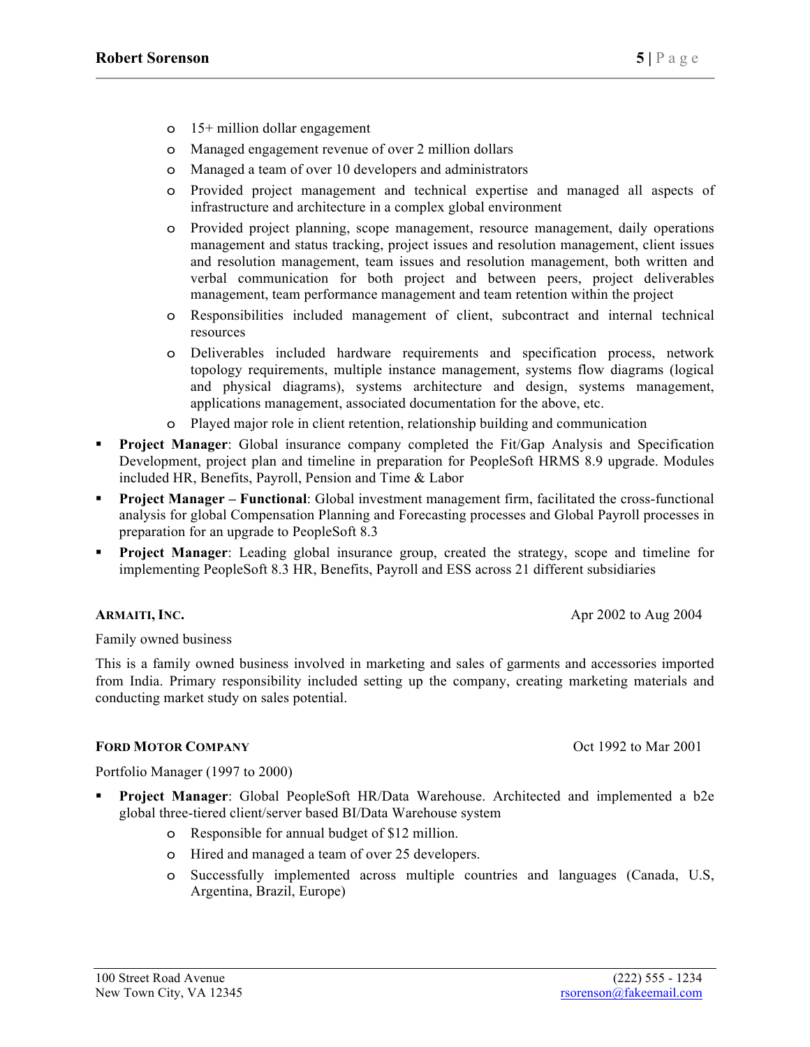- 15+ million dollar engagement
  - Managed engagement revenue of over 2 million dollars
  - Managed a team of over 10 developers and administrators
  - Provided project management and technical expertise and managed all aspects of infrastructure and architecture in a complex global environment
  - Provided project planning, scope management, resource management, daily operations management and status tracking, project issues and resolution management, client issues and resolution management, team issues and resolution management, both written and verbal communication for both project and between peers, project deliverables management, team performance management and team retention within the project
  - Responsibilities included management of client, subcontract and internal technical resources
  - Deliverables included hardware requirements and specification process, network topology requirements, multiple instance management, systems flow diagrams (logical and physical diagrams), systems architecture and design, systems management, applications management, associated documentation for the above, etc.
  - Played major role in client retention, relationship building and communication

- **Project Manager**: Global insurance company completed the Fit/Gap Analysis and Specification Development, project plan and timeline in preparation for PeopleSoft HRMS 8.9 upgrade. Modules included HR, Benefits, Payroll, Pension and Time & Labor
- **Project Manager – Functional**: Global investment management firm, facilitated the cross-functional analysis for global Compensation Planning and Forecasting processes and Global Payroll processes in preparation for an upgrade to PeopleSoft 8.3
- **Project Manager**: Leading global insurance group, created the strategy, scope and timeline for implementing PeopleSoft 8.3 HR, Benefits, Payroll and ESS across 21 different subsidiaries

**ARMAITI, INC.** Apr 2002 to Aug 2004

Family owned business

This is a family owned business involved in marketing and sales of garments and accessories imported from India. Primary responsibility included setting up the company, creating marketing materials and conducting market study on sales potential.

**FORD MOTOR COMPANY** Oct 1992 to Mar 2001

Portfolio Manager (1997 to 2000)

- **Project Manager**: Global PeopleSoft HR/Data Warehouse. Architected and implemented a b2e global three-tiered client/server based BI/Data Warehouse system
  - Responsible for annual budget of $12 million.
  - Hired and managed a team of over 25 developers.
  - Successfully implemented across multiple countries and languages (Canada, U.S, Argentina, Brazil, Europe)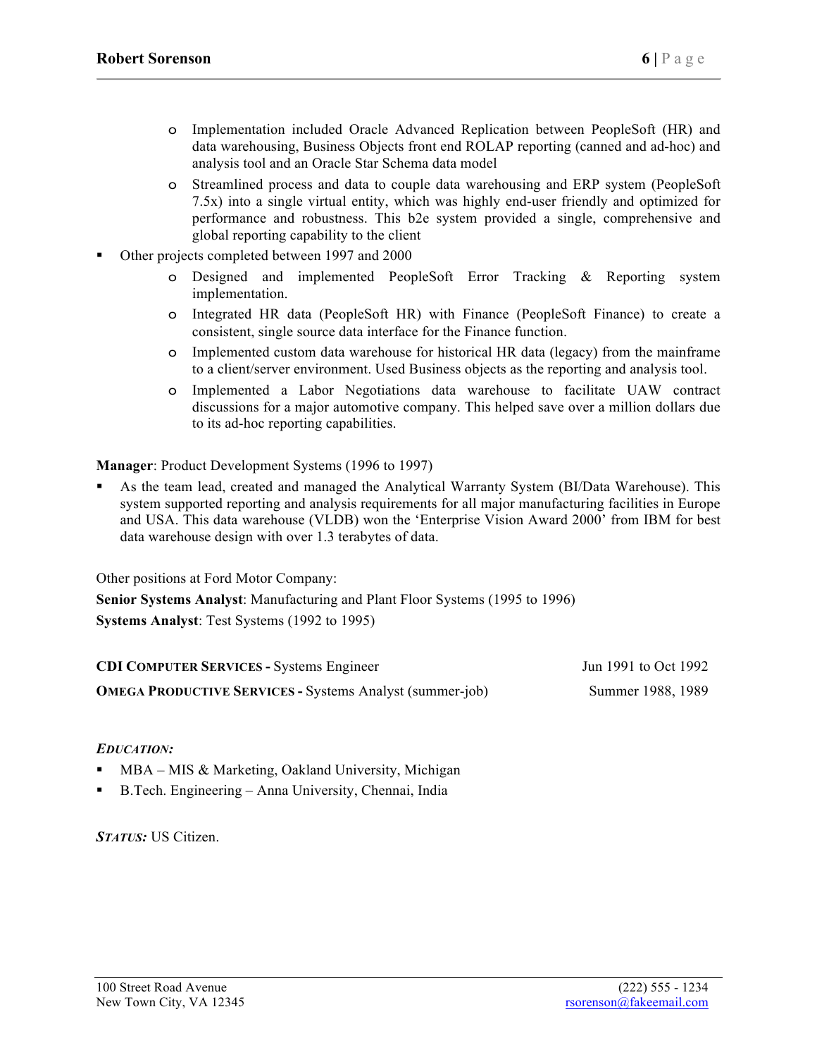- Implementation included Oracle Advanced Replication between PeopleSoft (HR) and data warehousing, Business Objects front end ROLAP reporting (canned and ad-hoc) and analysis tool and an Oracle Star Schema data model
  - Streamlined process and data to couple data warehousing and ERP system (PeopleSoft 7.5x) into a single virtual entity, which was highly end-user friendly and optimized for performance and robustness. This b2e system provided a single, comprehensive and global reporting capability to the client
- Other projects completed between 1997 and 2000
  - Designed and implemented PeopleSoft Error Tracking & Reporting system implementation.
  - Integrated HR data (PeopleSoft HR) with Finance (PeopleSoft Finance) to create a consistent, single source data interface for the Finance function.
  - Implemented custom data warehouse for historical HR data (legacy) from the mainframe to a client/server environment. Used Business objects as the reporting and analysis tool.
  - Implemented a Labor Negotiations data warehouse to facilitate UAW contract discussions for a major automotive company. This helped save over a million dollars due to its ad-hoc reporting capabilities.

**Manager**: Product Development Systems (1996 to 1997)

- As the team lead, created and managed the Analytical Warranty System (BI/Data Warehouse). This system supported reporting and analysis requirements for all major manufacturing facilities in Europe and USA. This data warehouse (VLDB) won the 'Enterprise Vision Award 2000' from IBM for best data warehouse design with over 1.3 terabytes of data.

Other positions at Ford Motor Company:

**Senior Systems Analyst**: Manufacturing and Plant Floor Systems (1995 to 1996)

**Systems Analyst**: Test Systems (1992 to 1995)

**CDI COMPUTER SERVICES -** Systems Engineer — Jun 1991 to Oct 1992

**OMEGA PRODUCTIVE SERVICES -** Systems Analyst (summer-job) — Summer 1988, 1989

***EDUCATION:***

- MBA – MIS & Marketing, Oakland University, Michigan
- B.Tech. Engineering – Anna University, Chennai, India

***STATUS:*** US Citizen.

100 Street Road Avenue
New Town City, VA 12345

(222) 555 - 1234
rsorenson@fakeemail.com